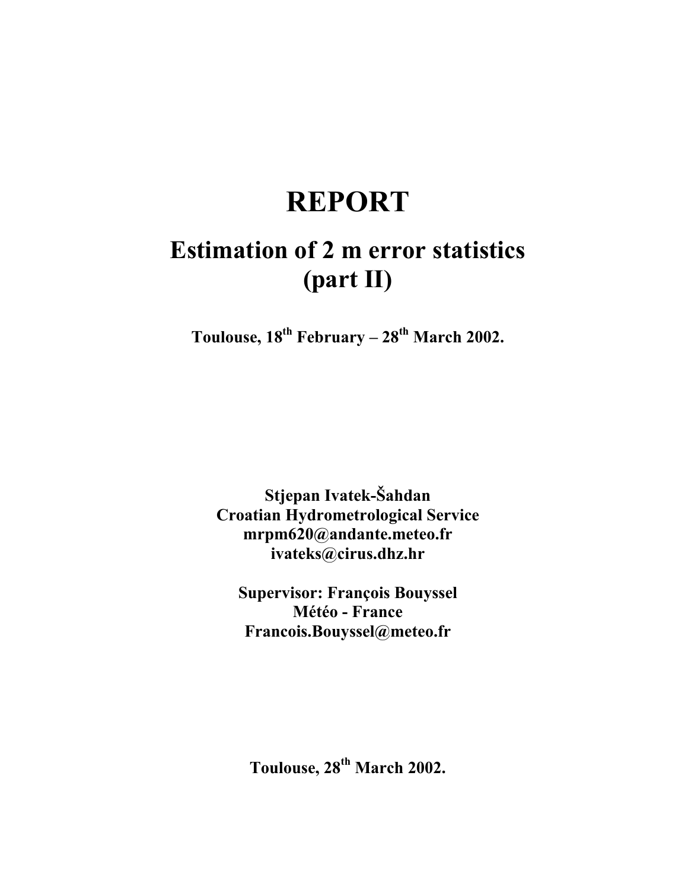# REPORT

## Estimation of 2 m error statistics (part II)

**Toulouse, 18th February – 28th March 2002.**

**Stjepan Ivatek-Šahdan**
**Croatian Hydrometrological Service**
**mrpm620@andante.meteo.fr**
**ivateks@cirus.dhz.hr**

**Supervisor: François Bouyssel**
**Météo - France**
**Francois.Bouyssel@meteo.fr**

**Toulouse, 28th March 2002.**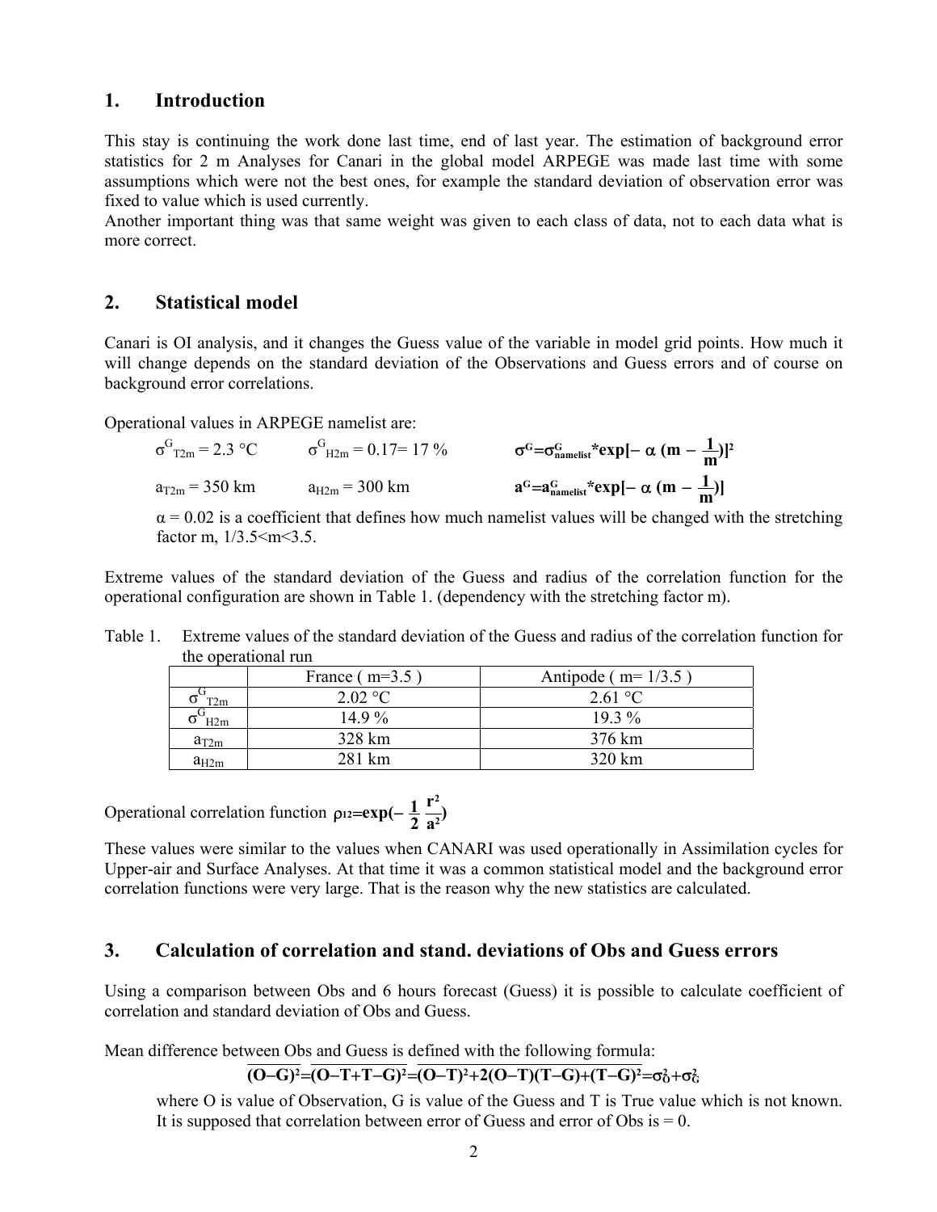## 1. Introduction

This stay is continuing the work done last time, end of last year. The estimation of background error statistics for 2 m Analyses for Canari in the global model ARPEGE was made last time with some assumptions which were not the best ones, for example the standard deviation of observation error was fixed to value which is used currently.

Another important thing was that same weight was given to each class of data, not to each data what is more correct.

## 2. Statistical model

Canari is OI analysis, and it changes the Guess value of the variable in model grid points. How much it will change depends on the standard deviation of the Observations and Guess errors and of course on background error correlations.

Operational values in ARPEGE namelist are:

$\sigma^G_{T2m} = 2.3$ °C $\quad \sigma^G_{H2m} = 0.17 = 17$ % $\quad \boldsymbol{\sigma^G = \sigma^G_{namelist} * \exp[-\alpha\,(m - \frac{1}{m})]^2}$

$a_{T2m} = 350$ km $\quad a_{H2m} = 300$ km $\quad \boldsymbol{a^G = a^G_{namelist} * \exp[-\alpha\,(m - \frac{1}{m})]}$

$\alpha = 0.02$ is a coefficient that defines how much namelist values will be changed with the stretching factor m, $1/3.5 < m < 3.5$.

Extreme values of the standard deviation of the Guess and radius of the correlation function for the operational configuration are shown in Table 1. (dependency with the stretching factor m).

Table 1. Extreme values of the standard deviation of the Guess and radius of the correlation function for the operational run

| | France ( m=3.5 ) | Antipode ( m= 1/3.5 ) |
|---|---|---|
| $\sigma^G_{T2m}$ | 2.02 °C | 2.61 °C |
| $\sigma^G_{H2m}$ | 14.9 % | 19.3 % |
| $a_{T2m}$ | 328 km | 376 km |
| $a_{H2m}$ | 281 km | 320 km |

Operational correlation function $\boldsymbol{\rho_{12} = \exp(-\frac{1}{2}\frac{r^2}{a^2})}$

These values were similar to the values when CANARI was used operationally in Assimilation cycles for Upper-air and Surface Analyses. At that time it was a common statistical model and the background error correlation functions were very large. That is the reason why the new statistics are calculated.

## 3. Calculation of correlation and stand. deviations of Obs and Guess errors

Using a comparison between Obs and 6 hours forecast (Guess) it is possible to calculate coefficient of correlation and standard deviation of Obs and Guess.

Mean difference between Obs and Guess is defined with the following formula:

$$\overline{(O-G)^2} = \overline{(O-T+T-G)^2} = \overline{(O-T)^2 + 2(O-T)(T-G) + (T-G)^2} = \sigma_O^2 + \sigma_G^2$$

where O is value of Observation, G is value of the Guess and T is True value which is not known. It is supposed that correlation between error of Guess and error of Obs is = 0.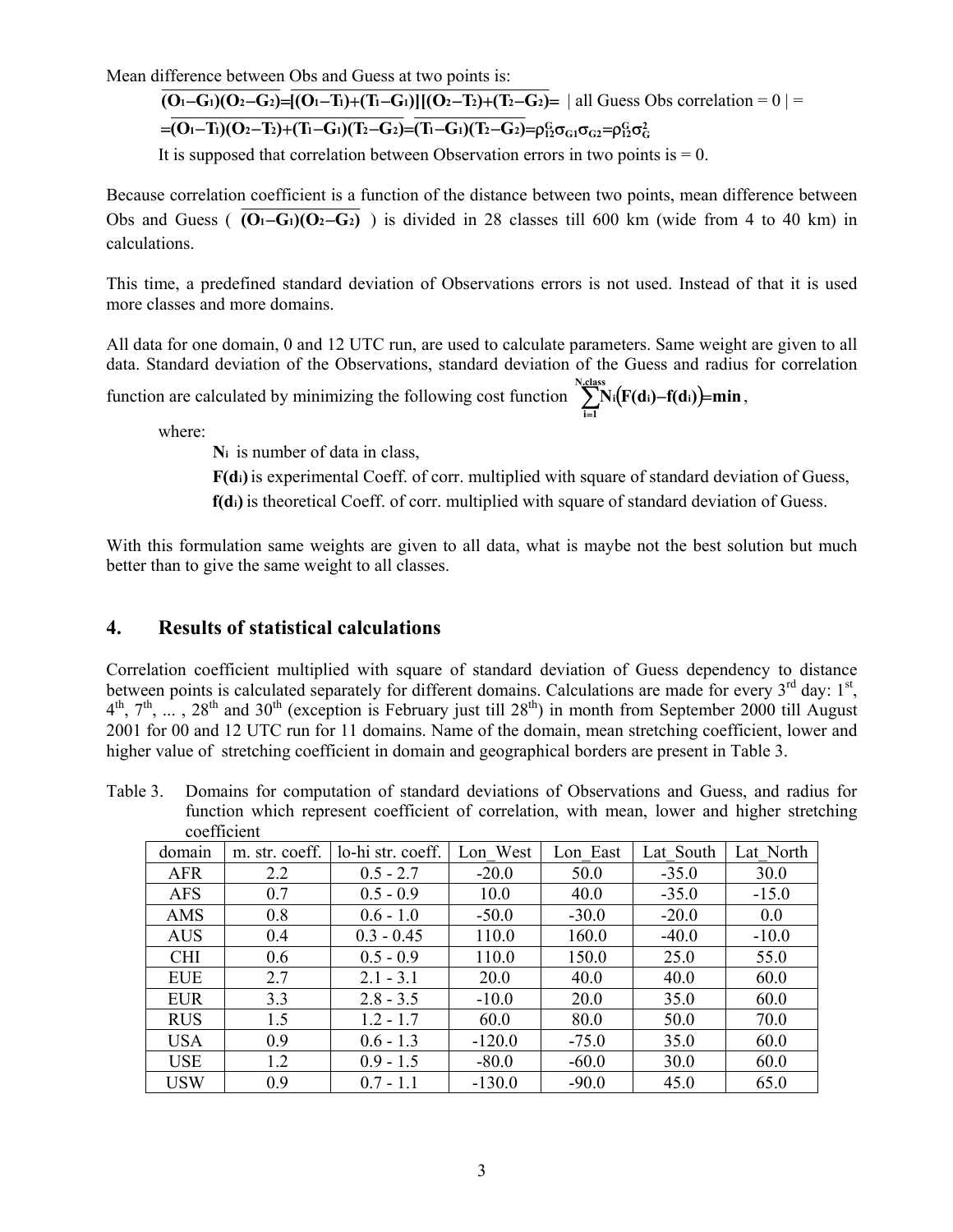Mean difference between Obs and Guess at two points is:

$$\overline{(O_1-G_1)(O_2-G_2)}=\overline{[(O_1-T_1)+(T_1-G_1)][(O_2-T_2)+(T_2-G_2)}= \text{ | all Guess Obs correlation = 0 | } =$$

$$=\overline{(O_1-T_1)(O_2-T_2)+(T_1-G_1)(T_2-G_2)}=\overline{(T_1-G_1)(T_2-G_2)}=\rho_{12}^G\sigma_{G1}\sigma_{G2}=\rho_{12}^G\sigma_G^2$$

It is supposed that correlation between Observation errors in two points is = 0.

Because correlation coefficient is a function of the distance between two points, mean difference between Obs and Guess ( $\overline{(O_1-G_1)(O_2-G_2)}$ ) is divided in 28 classes till 600 km (wide from 4 to 40 km) in calculations.

This time, a predefined standard deviation of Observations errors is not used. Instead of that it is used more classes and more domains.

All data for one domain, 0 and 12 UTC run, are used to calculate parameters. Same weight are given to all data. Standard deviation of the Observations, standard deviation of the Guess and radius for correlation function are calculated by minimizing the following cost function $\sum_{i=1}^{N.class} N_i\left(F(d_i)-f(d_i)\right)=\min$,

where:

- $N_i$ is number of data in class,
- $F(d_i)$ is experimental Coeff. of corr. multiplied with square of standard deviation of Guess,
- $f(d_i)$ is theoretical Coeff. of corr. multiplied with square of standard deviation of Guess.

With this formulation same weights are given to all data, what is maybe not the best solution but much better than to give the same weight to all classes.

## 4. Results of statistical calculations

Correlation coefficient multiplied with square of standard deviation of Guess dependency to distance between points is calculated separately for different domains. Calculations are made for every 3rd day: 1st, 4th, 7th, ... , 28th and 30th (exception is February just till 28th) in month from September 2000 till August 2001 for 00 and 12 UTC run for 11 domains. Name of the domain, mean stretching coefficient, lower and higher value of stretching coefficient in domain and geographical borders are present in Table 3.

Table 3. Domains for computation of standard deviations of Observations and Guess, and radius for function which represent coefficient of correlation, with mean, lower and higher stretching coefficient

| domain | m. str. coeff. | lo-hi str. coeff. | Lon_West | Lon_East | Lat_South | Lat_North |
|---|---|---|---|---|---|---|
| AFR | 2.2 | 0.5 - 2.7 | -20.0 | 50.0 | -35.0 | 30.0 |
| AFS | 0.7 | 0.5 - 0.9 | 10.0 | 40.0 | -35.0 | -15.0 |
| AMS | 0.8 | 0.6 - 1.0 | -50.0 | -30.0 | -20.0 | 0.0 |
| AUS | 0.4 | 0.3 - 0.45 | 110.0 | 160.0 | -40.0 | -10.0 |
| CHI | 0.6 | 0.5 - 0.9 | 110.0 | 150.0 | 25.0 | 55.0 |
| EUE | 2.7 | 2.1 - 3.1 | 20.0 | 40.0 | 40.0 | 60.0 |
| EUR | 3.3 | 2.8 - 3.5 | -10.0 | 20.0 | 35.0 | 60.0 |
| RUS | 1.5 | 1.2 - 1.7 | 60.0 | 80.0 | 50.0 | 70.0 |
| USA | 0.9 | 0.6 - 1.3 | -120.0 | -75.0 | 35.0 | 60.0 |
| USE | 1.2 | 0.9 - 1.5 | -80.0 | -60.0 | 30.0 | 60.0 |
| USW | 0.9 | 0.7 - 1.1 | -130.0 | -90.0 | 45.0 | 65.0 |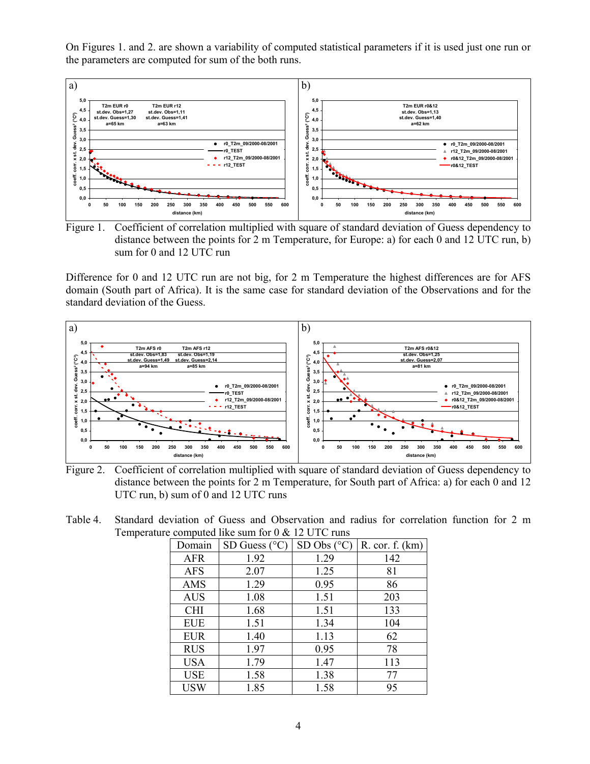On Figures 1. and 2. are shown a variability of computed statistical parameters if it is used just one run or the parameters are computed for sum of the both runs.

Figure 1. Coefficient of correlation multiplied with square of standard deviation of Guess dependency to distance between the points for 2 m Temperature, for Europe: a) for each 0 and 12 UTC run, b) sum for 0 and 12 UTC run

Difference for 0 and 12 UTC run are not big, for 2 m Temperature the highest differences are for AFS domain (South part of Africa). It is the same case for standard deviation of the Observations and for the standard deviation of the Guess.

Figure 2. Coefficient of correlation multiplied with square of standard deviation of Guess dependency to distance between the points for 2 m Temperature, for South part of Africa: a) for each 0 and 12 UTC run, b) sum of 0 and 12 UTC runs

Table 4. Standard deviation of Guess and Observation and radius for correlation function for 2 m Temperature computed like sum for 0 & 12 UTC runs

| Domain | SD Guess (°C) | SD Obs (°C) | R. cor. f. (km) |
|---|---|---|---|
| AFR | 1.92 | 1.29 | 142 |
| AFS | 2.07 | 1.25 | 81 |
| AMS | 1.29 | 0.95 | 86 |
| AUS | 1.08 | 1.51 | 203 |
| CHI | 1.68 | 1.51 | 133 |
| EUE | 1.51 | 1.34 | 104 |
| EUR | 1.40 | 1.13 | 62 |
| RUS | 1.97 | 0.95 | 78 |
| USA | 1.79 | 1.47 | 113 |
| USE | 1.58 | 1.38 | 77 |
| USW | 1.85 | 1.58 | 95 |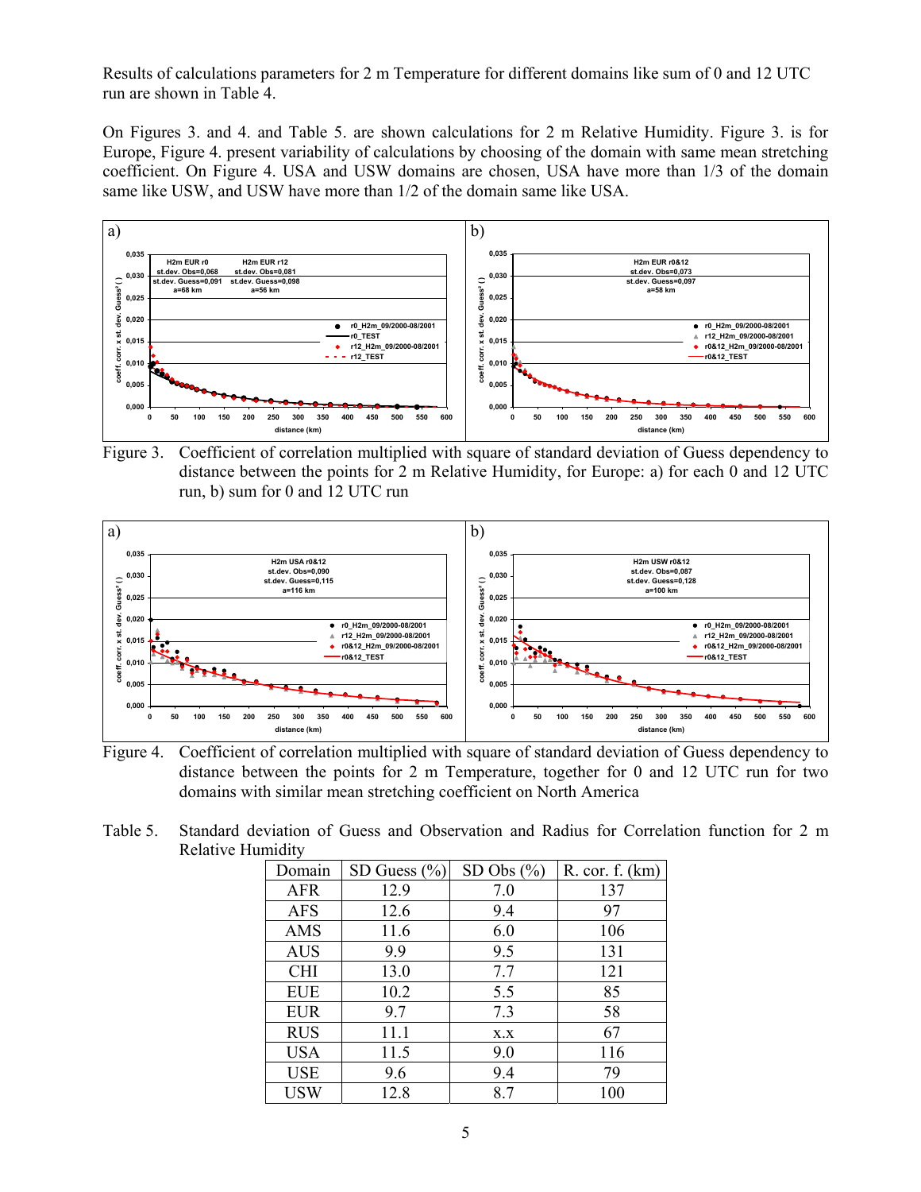Results of calculations parameters for 2 m Temperature for different domains like sum of 0 and 12 UTC run are shown in Table 4.

On Figures 3. and 4. and Table 5. are shown calculations for 2 m Relative Humidity. Figure 3. is for Europe, Figure 4. present variability of calculations by choosing of the domain with same mean stretching coefficient. On Figure 4. USA and USW domains are chosen, USA have more than 1/3 of the domain same like USW, and USW have more than 1/2 of the domain same like USA.

Figure 3. Coefficient of correlation multiplied with square of standard deviation of Guess dependency to distance between the points for 2 m Relative Humidity, for Europe: a) for each 0 and 12 UTC run, b) sum for 0 and 12 UTC run

Figure 4. Coefficient of correlation multiplied with square of standard deviation of Guess dependency to distance between the points for 2 m Temperature, together for 0 and 12 UTC run for two domains with similar mean stretching coefficient on North America

Table 5. Standard deviation of Guess and Observation and Radius for Correlation function for 2 m Relative Humidity

| Domain | SD Guess (%) | SD Obs (%) | R. cor. f. (km) |
|---|---|---|---|
| AFR | 12.9 | 7.0 | 137 |
| AFS | 12.6 | 9.4 | 97 |
| AMS | 11.6 | 6.0 | 106 |
| AUS | 9.9 | 9.5 | 131 |
| CHI | 13.0 | 7.7 | 121 |
| EUE | 10.2 | 5.5 | 85 |
| EUR | 9.7 | 7.3 | 58 |
| RUS | 11.1 | x.x | 67 |
| USA | 11.5 | 9.0 | 116 |
| USE | 9.6 | 9.4 | 79 |
| USW | 12.8 | 8.7 | 100 |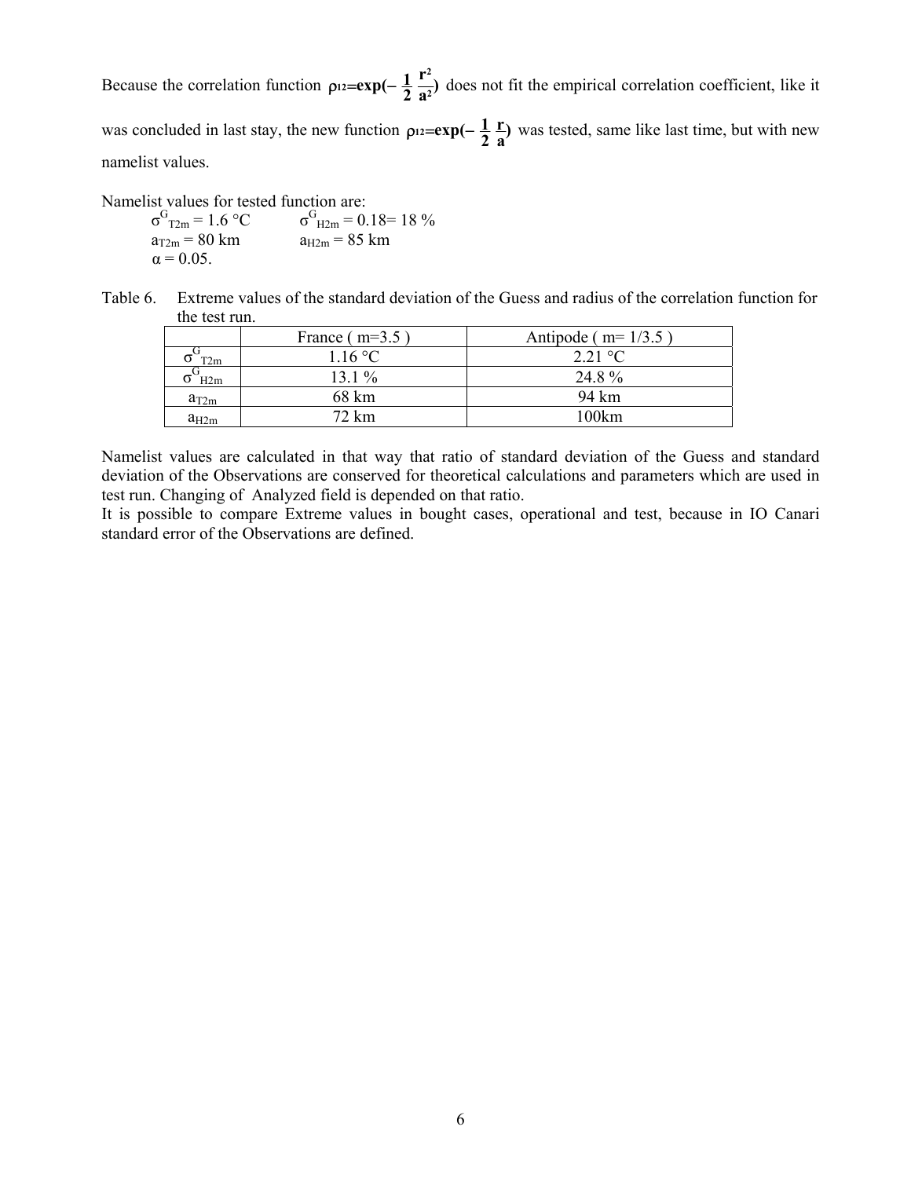Because the correlation function $\rho_{12}=\exp(-\frac{1}{2}\frac{r^2}{a^2})$ does not fit the empirical correlation coefficient, like it was concluded in last stay, the new function $\rho_{12}=\exp(-\frac{1}{2}\frac{r}{a})$ was tested, same like last time, but with new namelist values.

Namelist values for tested function are:

$\sigma^G_{T2m}$ = 1.6 °C $\sigma^G_{H2m}$ = 0.18= 18 %
$a_{T2m}$ = 80 km $a_{H2m}$ = 85 km
$\alpha$ = 0.05.

Table 6. Extreme values of the standard deviation of the Guess and radius of the correlation function for the test run.

| | France ( m=3.5 ) | Antipode ( m= 1/3.5 ) |
|---|---|---|
| $\sigma^G_{T2m}$ | 1.16 °C | 2.21 °C |
| $\sigma^G_{H2m}$ | 13.1 % | 24.8 % |
| $a_{T2m}$ | 68 km | 94 km |
| $a_{H2m}$ | 72 km | 100km |

Namelist values are calculated in that way that ratio of standard deviation of the Guess and standard deviation of the Observations are conserved for theoretical calculations and parameters which are used in test run. Changing of Analyzed field is depended on that ratio.
It is possible to compare Extreme values in bought cases, operational and test, because in IO Canari standard error of the Observations are defined.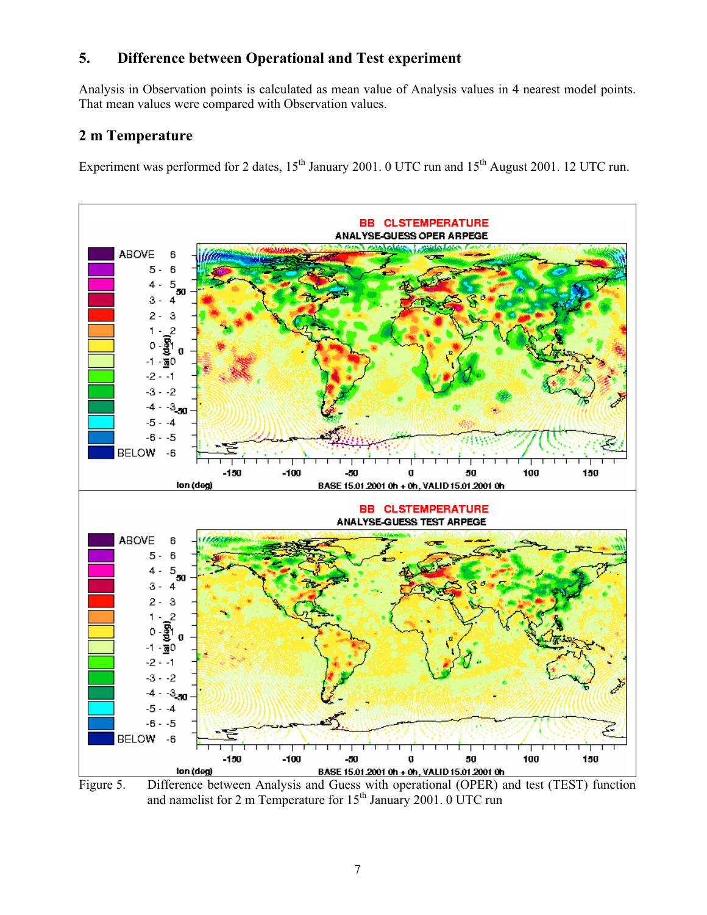## 5. Difference between Operational and Test experiment

Analysis in Observation points is calculated as mean value of Analysis values in 4 nearest model points. That mean values were compared with Observation values.

## 2 m Temperature

Experiment was performed for 2 dates, 15[th] January 2001. 0 UTC run and 15[th] August 2001. 12 UTC run.

Figure 5. Difference between Analysis and Guess with operational (OPER) and test (TEST) function and namelist for 2 m Temperature for 15[th] January 2001. 0 UTC run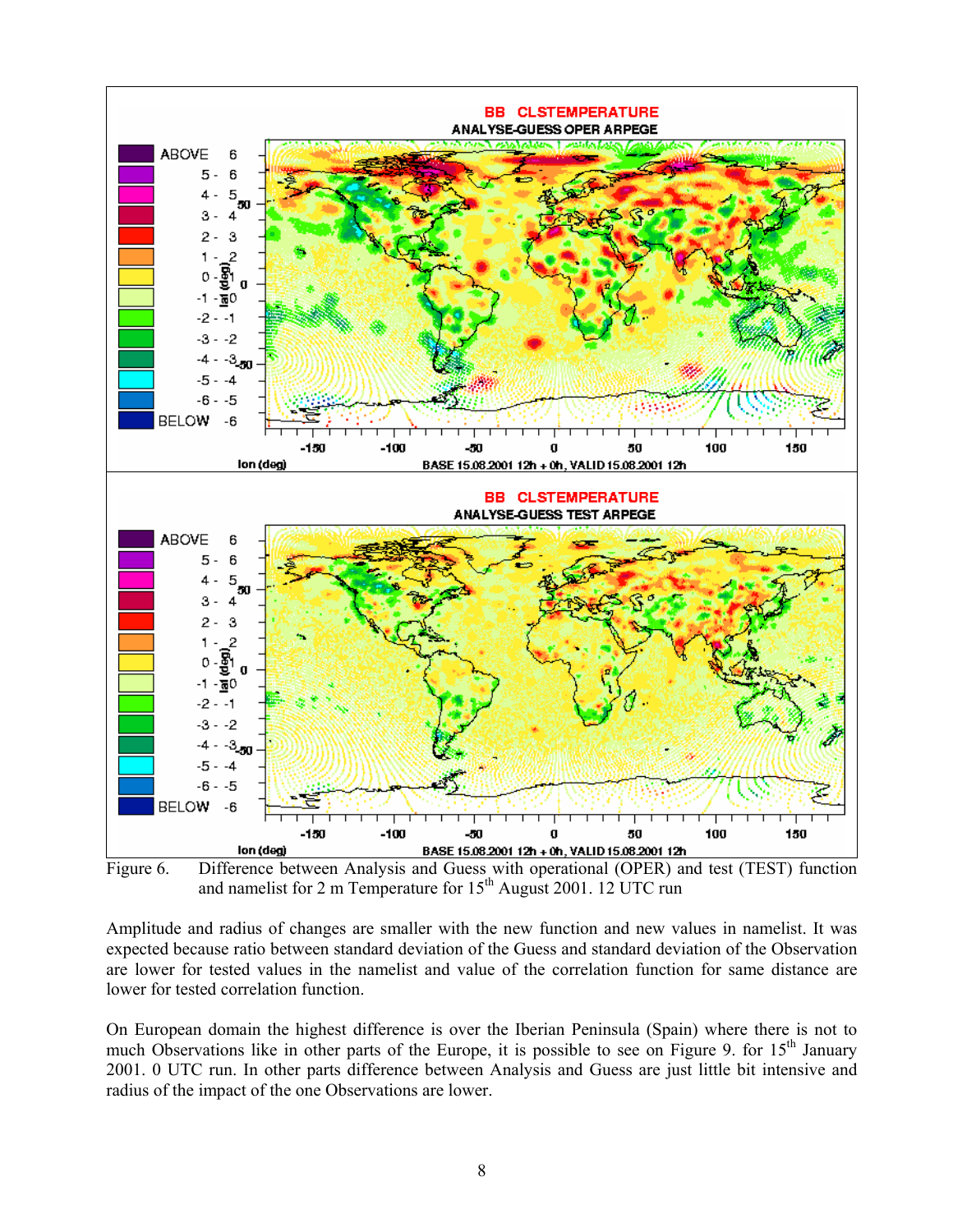Figure 6. Difference between Analysis and Guess with operational (OPER) and test (TEST) function and namelist for 2 m Temperature for 15th August 2001. 12 UTC run

Amplitude and radius of changes are smaller with the new function and new values in namelist. It was expected because ratio between standard deviation of the Guess and standard deviation of the Observation are lower for tested values in the namelist and value of the correlation function for same distance are lower for tested correlation function.

On European domain the highest difference is over the Iberian Peninsula (Spain) where there is not to much Observations like in other parts of the Europe, it is possible to see on Figure 9. for 15th January 2001. 0 UTC run. In other parts difference between Analysis and Guess are just little bit intensive and radius of the impact of the one Observations are lower.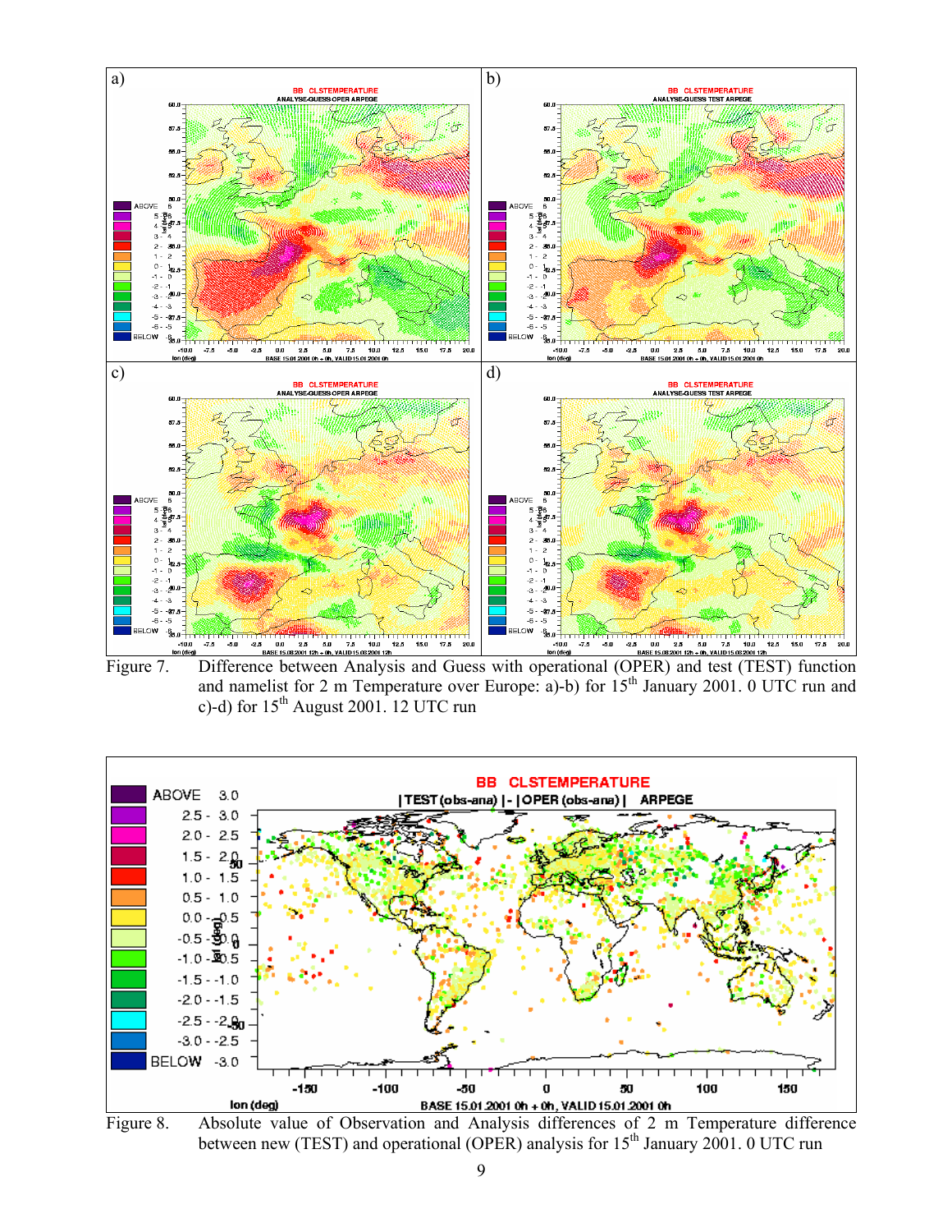Figure 7. Difference between Analysis and Guess with operational (OPER) and test (TEST) function and namelist for 2 m Temperature over Europe: a)-b) for 15th January 2001. 0 UTC run and c)-d) for 15th August 2001. 12 UTC run

Figure 8. Absolute value of Observation and Analysis differences of 2 m Temperature difference between new (TEST) and operational (OPER) analysis for 15th January 2001. 0 UTC run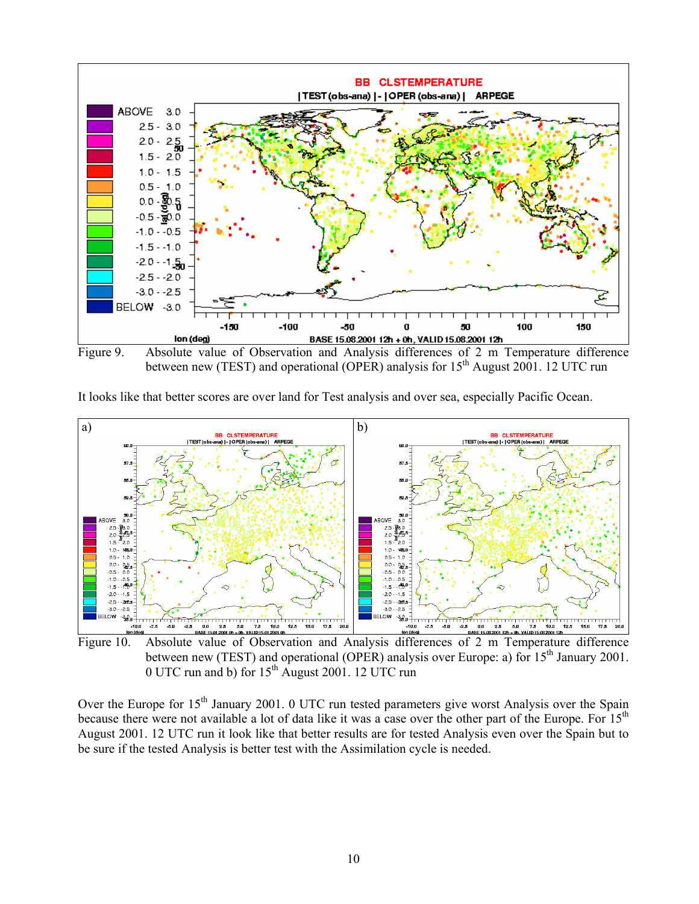Figure 9. Absolute value of Observation and Analysis differences of 2 m Temperature difference between new (TEST) and operational (OPER) analysis for 15th August 2001. 12 UTC run

It looks like that better scores are over land for Test analysis and over sea, especially Pacific Ocean.

Figure 10. Absolute value of Observation and Analysis differences of 2 m Temperature difference between new (TEST) and operational (OPER) analysis over Europe: a) for 15th January 2001. 0 UTC run and b) for 15th August 2001. 12 UTC run

Over the Europe for 15th January 2001. 0 UTC run tested parameters give worst Analysis over the Spain because there were not available a lot of data like it was a case over the other part of the Europe. For 15th August 2001. 12 UTC run it look like that better results are for tested Analysis even over the Spain but to be sure if the tested Analysis is better test with the Assimilation cycle is needed.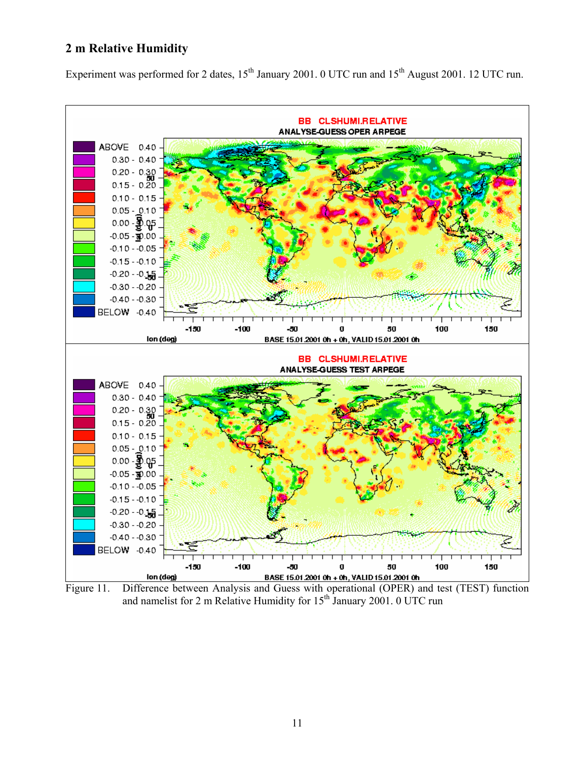## 2 m Relative Humidity

Experiment was performed for 2 dates, 15th January 2001. 0 UTC run and 15th August 2001. 12 UTC run.

Figure 11. Difference between Analysis and Guess with operational (OPER) and test (TEST) function and namelist for 2 m Relative Humidity for 15th January 2001. 0 UTC run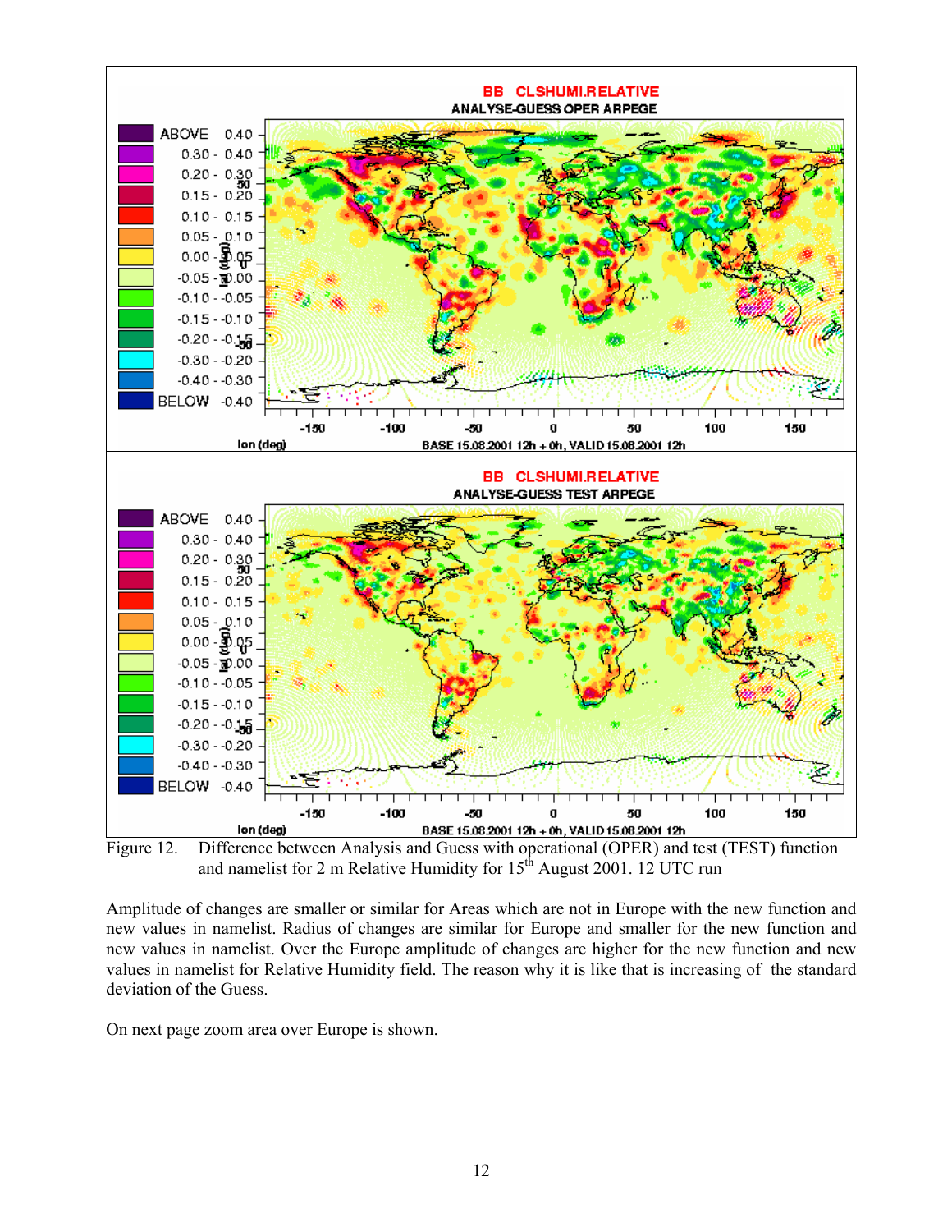Figure 12. Difference between Analysis and Guess with operational (OPER) and test (TEST) function and namelist for 2 m Relative Humidity for 15th August 2001. 12 UTC run

Amplitude of changes are smaller or similar for Areas which are not in Europe with the new function and new values in namelist. Radius of changes are similar for Europe and smaller for the new function and new values in namelist. Over the Europe amplitude of changes are higher for the new function and new values in namelist for Relative Humidity field. The reason why it is like that is increasing of the standard deviation of the Guess.

On next page zoom area over Europe is shown.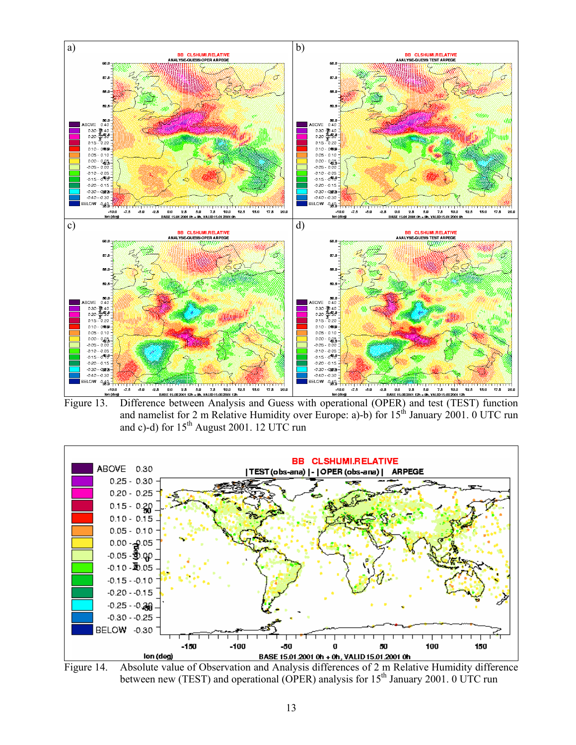Figure 13. Difference between Analysis and Guess with operational (OPER) and test (TEST) function and namelist for 2 m Relative Humidity over Europe: a)-b) for 15th January 2001. 0 UTC run and c)-d) for 15th August 2001. 12 UTC run

Figure 14. Absolute value of Observation and Analysis differences of 2 m Relative Humidity difference between new (TEST) and operational (OPER) analysis for 15th January 2001. 0 UTC run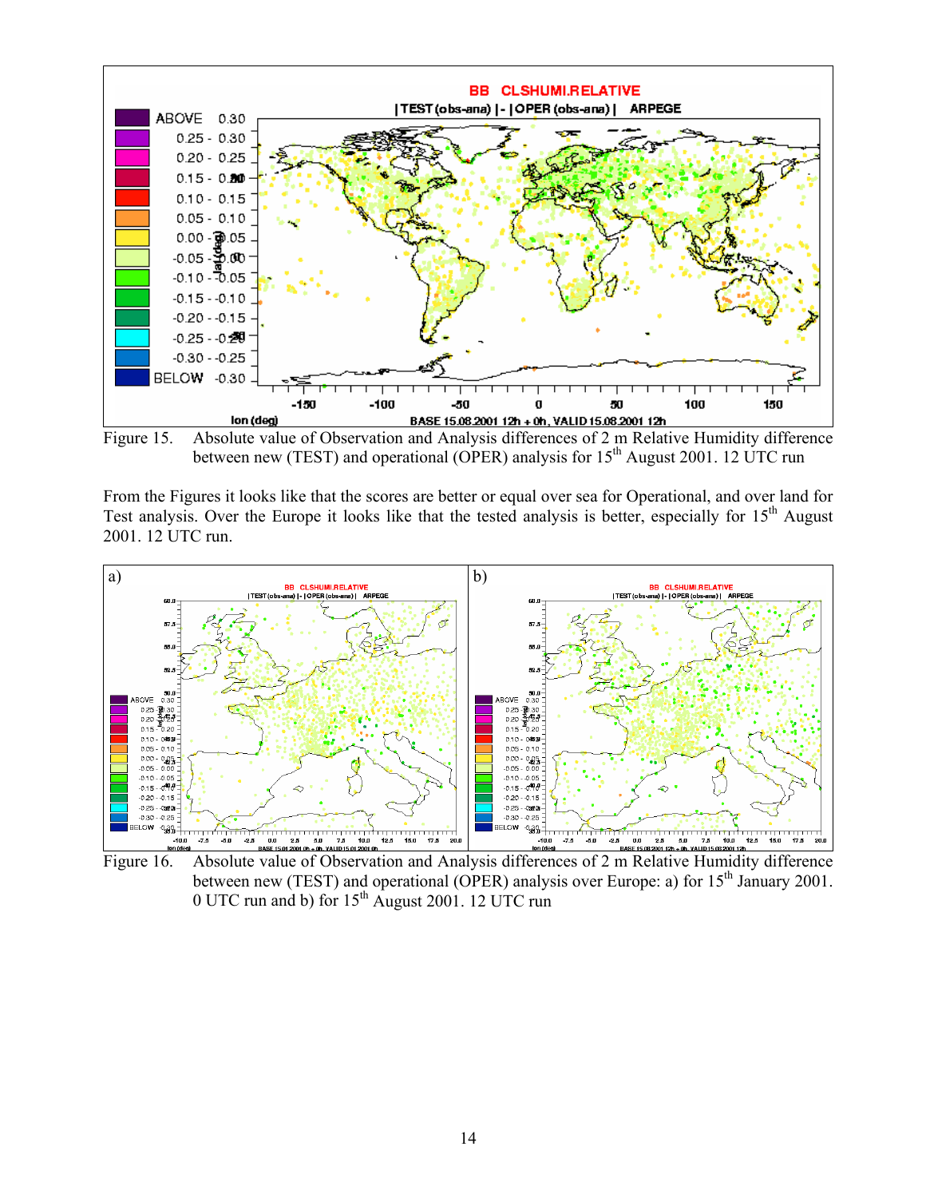Figure 15. Absolute value of Observation and Analysis differences of 2 m Relative Humidity difference between new (TEST) and operational (OPER) analysis for 15[th] August 2001. 12 UTC run

From the Figures it looks like that the scores are better or equal over sea for Operational, and over land for Test analysis. Over the Europe it looks like that the tested analysis is better, especially for 15[th] August 2001. 12 UTC run.

Figure 16. Absolute value of Observation and Analysis differences of 2 m Relative Humidity difference between new (TEST) and operational (OPER) analysis over Europe: a) for 15[th] January 2001. 0 UTC run and b) for 15[th] August 2001. 12 UTC run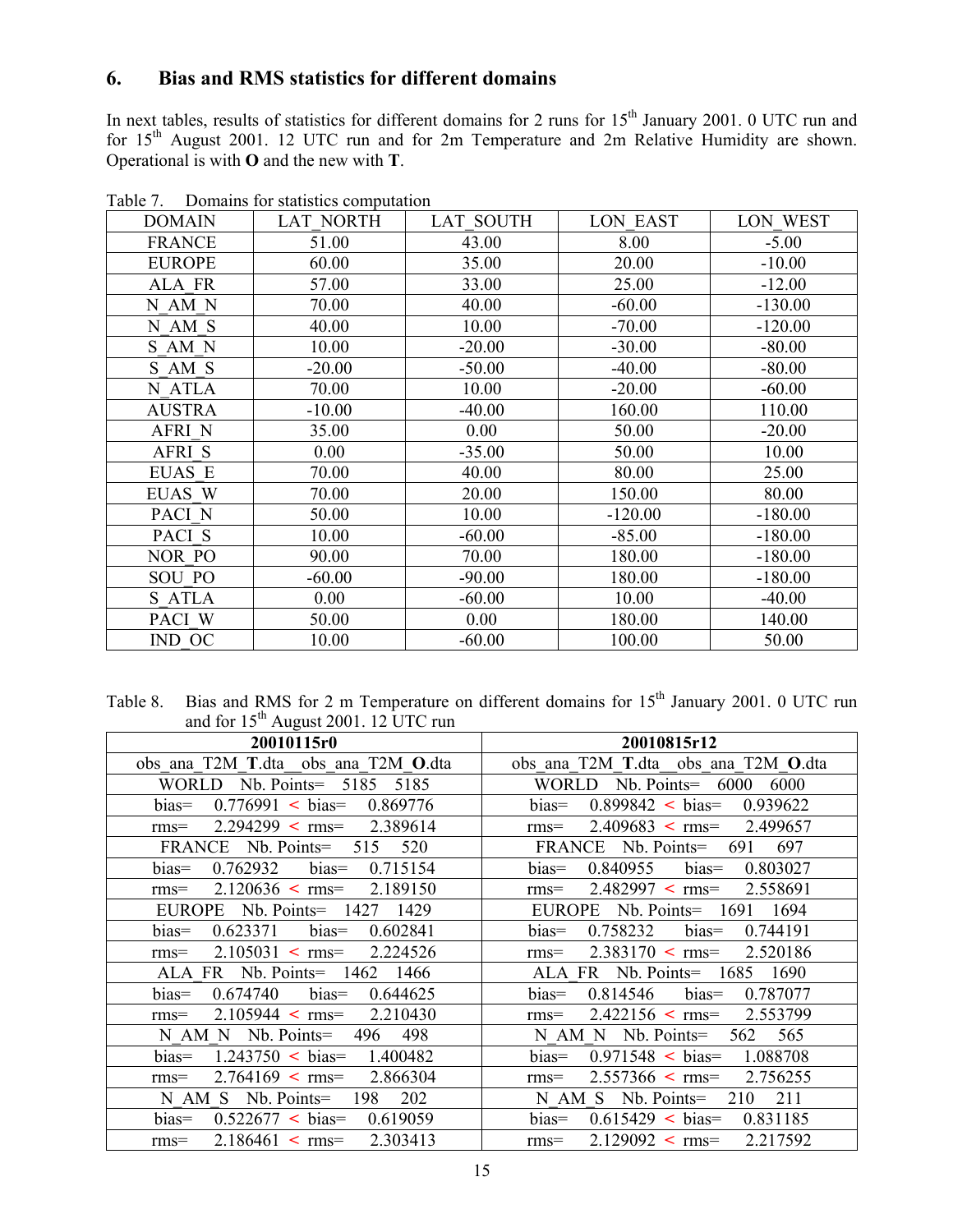## 6. Bias and RMS statistics for different domains

In next tables, results of statistics for different domains for 2 runs for 15th January 2001. 0 UTC run and for 15th August 2001. 12 UTC run and for 2m Temperature and 2m Relative Humidity are shown. Operational is with **O** and the new with **T**.

Table 7. Domains for statistics computation

| DOMAIN | LAT_NORTH | LAT_SOUTH | LON_EAST | LON_WEST |
|---|---|---|---|---|
| FRANCE | 51.00 | 43.00 | 8.00 | -5.00 |
| EUROPE | 60.00 | 35.00 | 20.00 | -10.00 |
| ALA_FR | 57.00 | 33.00 | 25.00 | -12.00 |
| N_AM_N | 70.00 | 40.00 | -60.00 | -130.00 |
| N_AM_S | 40.00 | 10.00 | -70.00 | -120.00 |
| S_AM_N | 10.00 | -20.00 | -30.00 | -80.00 |
| S_AM_S | -20.00 | -50.00 | -40.00 | -80.00 |
| N_ATLA | 70.00 | 10.00 | -20.00 | -60.00 |
| AUSTRA | -10.00 | -40.00 | 160.00 | 110.00 |
| AFRI_N | 35.00 | 0.00 | 50.00 | -20.00 |
| AFRI_S | 0.00 | -35.00 | 50.00 | 10.00 |
| EUAS_E | 70.00 | 40.00 | 80.00 | 25.00 |
| EUAS_W | 70.00 | 20.00 | 150.00 | 80.00 |
| PACI_N | 50.00 | 10.00 | -120.00 | -180.00 |
| PACI_S | 10.00 | -60.00 | -85.00 | -180.00 |
| NOR_PO | 90.00 | 70.00 | 180.00 | -180.00 |
| SOU_PO | -60.00 | -90.00 | 180.00 | -180.00 |
| S_ATLA | 0.00 | -60.00 | 10.00 | -40.00 |
| PACI_W | 50.00 | 0.00 | 180.00 | 140.00 |
| IND_OC | 10.00 | -60.00 | 100.00 | 50.00 |

Table 8. Bias and RMS for 2 m Temperature on different domains for 15th January 2001. 0 UTC run and for 15th August 2001. 12 UTC run

| **20010115r0** | **20010815r12** |
|---|---|
| obs_ana_T2M_**T**.dta obs_ana_T2M_**O**.dta | obs_ana_T2M_**T**.dta obs_ana_T2M_**O**.dta |
| WORLD Nb. Points= 5185 5185 | WORLD Nb. Points= 6000 6000 |
| bias= 0.776991 < bias= 0.869776 | bias= 0.899842 < bias= 0.939622 |
| rms= 2.294299 < rms= 2.389614 | rms= 2.409683 < rms= 2.499657 |
| FRANCE Nb. Points= 515 520 | FRANCE Nb. Points= 691 697 |
| bias= 0.762932 bias= 0.715154 | bias= 0.840955 bias= 0.803027 |
| rms= 2.120636 < rms= 2.189150 | rms= 2.482997 < rms= 2.558691 |
| EUROPE Nb. Points= 1427 1429 | EUROPE Nb. Points= 1691 1694 |
| bias= 0.623371 bias= 0.602841 | bias= 0.758232 bias= 0.744191 |
| rms= 2.105031 < rms= 2.224526 | rms= 2.383170 < rms= 2.520186 |
| ALA_FR Nb. Points= 1462 1466 | ALA_FR Nb. Points= 1685 1690 |
| bias= 0.674740 bias= 0.644625 | bias= 0.814546 bias= 0.787077 |
| rms= 2.105944 < rms= 2.210430 | rms= 2.422156 < rms= 2.553799 |
| N_AM_N Nb. Points= 496 498 | N_AM_N Nb. Points= 562 565 |
| bias= 1.243750 < bias= 1.400482 | bias= 0.971548 < bias= 1.088708 |
| rms= 2.764169 < rms= 2.866304 | rms= 2.557366 < rms= 2.756255 |
| N_AM_S Nb. Points= 198 202 | N_AM_S Nb. Points= 210 211 |
| bias= 0.522677 < bias= 0.619059 | bias= 0.615429 < bias= 0.831185 |
| rms= 2.186461 < rms= 2.303413 | rms= 2.129092 < rms= 2.217592 |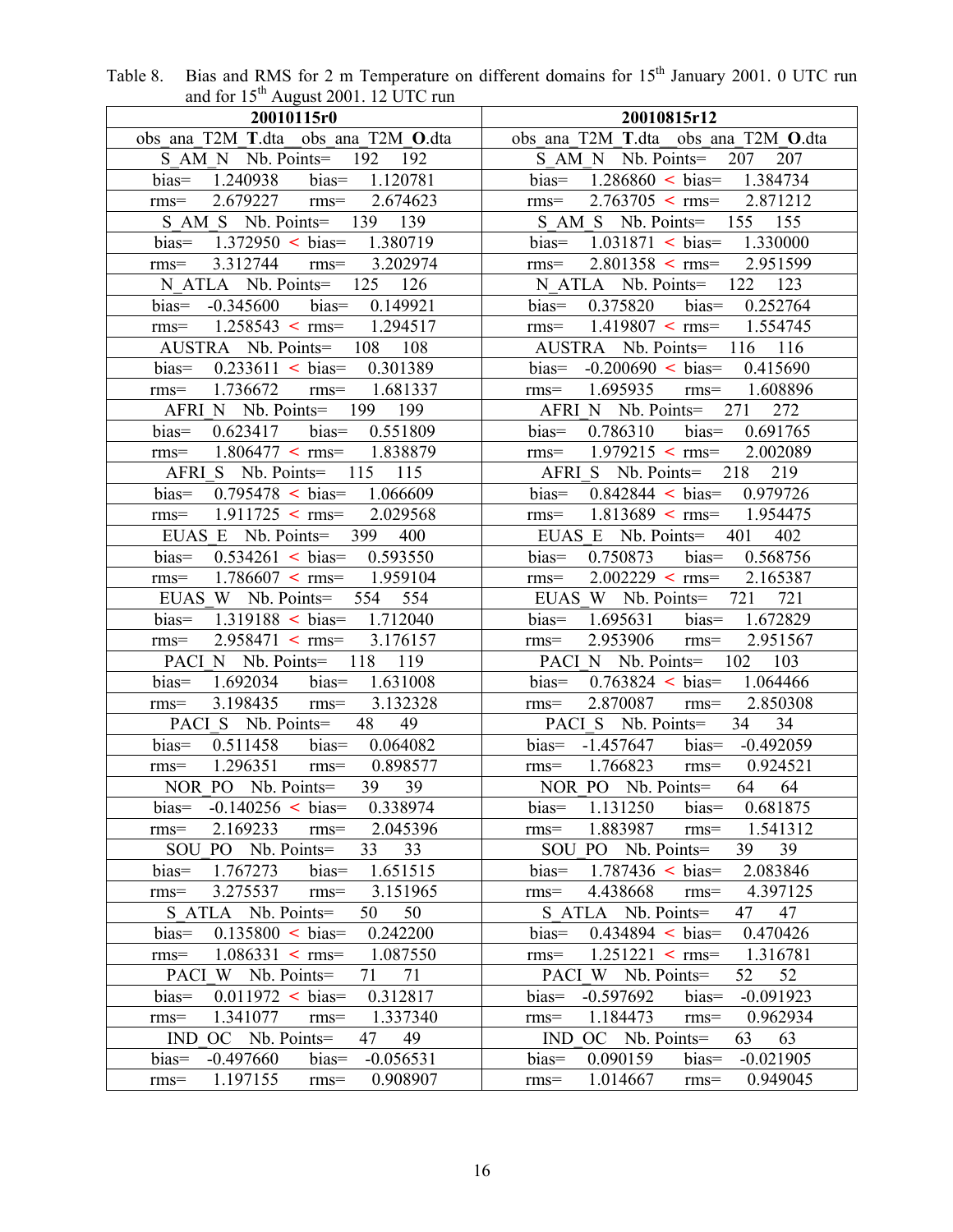Table 8. Bias and RMS for 2 m Temperature on different domains for 15[th] January 2001. 0 UTC run and for 15[th] August 2001. 12 UTC run

| 20010115r0 | 20010815r12 |
|---|---|
| obs_ana_T2M_**T**.dta obs_ana_T2M_**O**.dta | obs_ana_T2M_**T**.dta obs_ana_T2M_**O**.dta |
| S_AM_N Nb. Points= 192 192 | S_AM_N Nb. Points= 207 207 |
| bias= 1.240938 bias= 1.120781 | bias= 1.286860 < bias= 1.384734 |
| rms= 2.679227 rms= 2.674623 | rms= 2.763705 < rms= 2.871212 |
| S_AM_S Nb. Points= 139 139 | S_AM_S Nb. Points= 155 155 |
| bias= 1.372950 < bias= 1.380719 | bias= 1.031871 < bias= 1.330000 |
| rms= 3.312744 rms= 3.202974 | rms= 2.801358 < rms= 2.951599 |
| N_ATLA Nb. Points= 125 126 | N_ATLA Nb. Points= 122 123 |
| bias= -0.345600 bias= 0.149921 | bias= 0.375820 bias= 0.252764 |
| rms= 1.258543 < rms= 1.294517 | rms= 1.419807 < rms= 1.554745 |
| AUSTRA Nb. Points= 108 108 | AUSTRA Nb. Points= 116 116 |
| bias= 0.233611 < bias= 0.301389 | bias= -0.200690 < bias= 0.415690 |
| rms= 1.736672 rms= 1.681337 | rms= 1.695935 rms= 1.608896 |
| AFRI_N Nb. Points= 199 199 | AFRI_N Nb. Points= 271 272 |
| bias= 0.623417 bias= 0.551809 | bias= 0.786310 bias= 0.691765 |
| rms= 1.806477 < rms= 1.838879 | rms= 1.979215 < rms= 2.002089 |
| AFRI_S Nb. Points= 115 115 | AFRI_S Nb. Points= 218 219 |
| bias= 0.795478 < bias= 1.066609 | bias= 0.842844 < bias= 0.979726 |
| rms= 1.911725 < rms= 2.029568 | rms= 1.813689 < rms= 1.954475 |
| EUAS_E Nb. Points= 399 400 | EUAS_E Nb. Points= 401 402 |
| bias= 0.534261 < bias= 0.593550 | bias= 0.750873 bias= 0.568756 |
| rms= 1.786607 < rms= 1.959104 | rms= 2.002229 < rms= 2.165387 |
| EUAS_W Nb. Points= 554 554 | EUAS_W Nb. Points= 721 721 |
| bias= 1.319188 < bias= 1.712040 | bias= 1.695631 bias= 1.672829 |
| rms= 2.958471 < rms= 3.176157 | rms= 2.953906 rms= 2.951567 |
| PACI_N Nb. Points= 118 119 | PACI_N Nb. Points= 102 103 |
| bias= 1.692034 bias= 1.631008 | bias= 0.763824 < bias= 1.064466 |
| rms= 3.198435 rms= 3.132328 | rms= 2.870087 rms= 2.850308 |
| PACI_S Nb. Points= 48 49 | PACI_S Nb. Points= 34 34 |
| bias= 0.511458 bias= 0.064082 | bias= -1.457647 bias= -0.492059 |
| rms= 1.296351 rms= 0.898577 | rms= 1.766823 rms= 0.924521 |
| NOR_PO Nb. Points= 39 39 | NOR_PO Nb. Points= 64 64 |
| bias= -0.140256 < bias= 0.338974 | bias= 1.131250 bias= 0.681875 |
| rms= 2.169233 rms= 2.045396 | rms= 1.883987 rms= 1.541312 |
| SOU_PO Nb. Points= 33 33 | SOU_PO Nb. Points= 39 39 |
| bias= 1.767273 bias= 1.651515 | bias= 1.787436 < bias= 2.083846 |
| rms= 3.275537 rms= 3.151965 | rms= 4.438668 rms= 4.397125 |
| S_ATLA Nb. Points= 50 50 | S_ATLA Nb. Points= 47 47 |
| bias= 0.135800 < bias= 0.242200 | bias= 0.434894 < bias= 0.470426 |
| rms= 1.086331 < rms= 1.087550 | rms= 1.251221 < rms= 1.316781 |
| PACI_W Nb. Points= 71 71 | PACI_W Nb. Points= 52 52 |
| bias= 0.011972 < bias= 0.312817 | bias= -0.597692 bias= -0.091923 |
| rms= 1.341077 rms= 1.337340 | rms= 1.184473 rms= 0.962934 |
| IND_OC Nb. Points= 47 49 | IND_OC Nb. Points= 63 63 |
| bias= -0.497660 bias= -0.056531 | bias= 0.090159 bias= -0.021905 |
| rms= 1.197155 rms= 0.908907 | rms= 1.014667 rms= 0.949045 |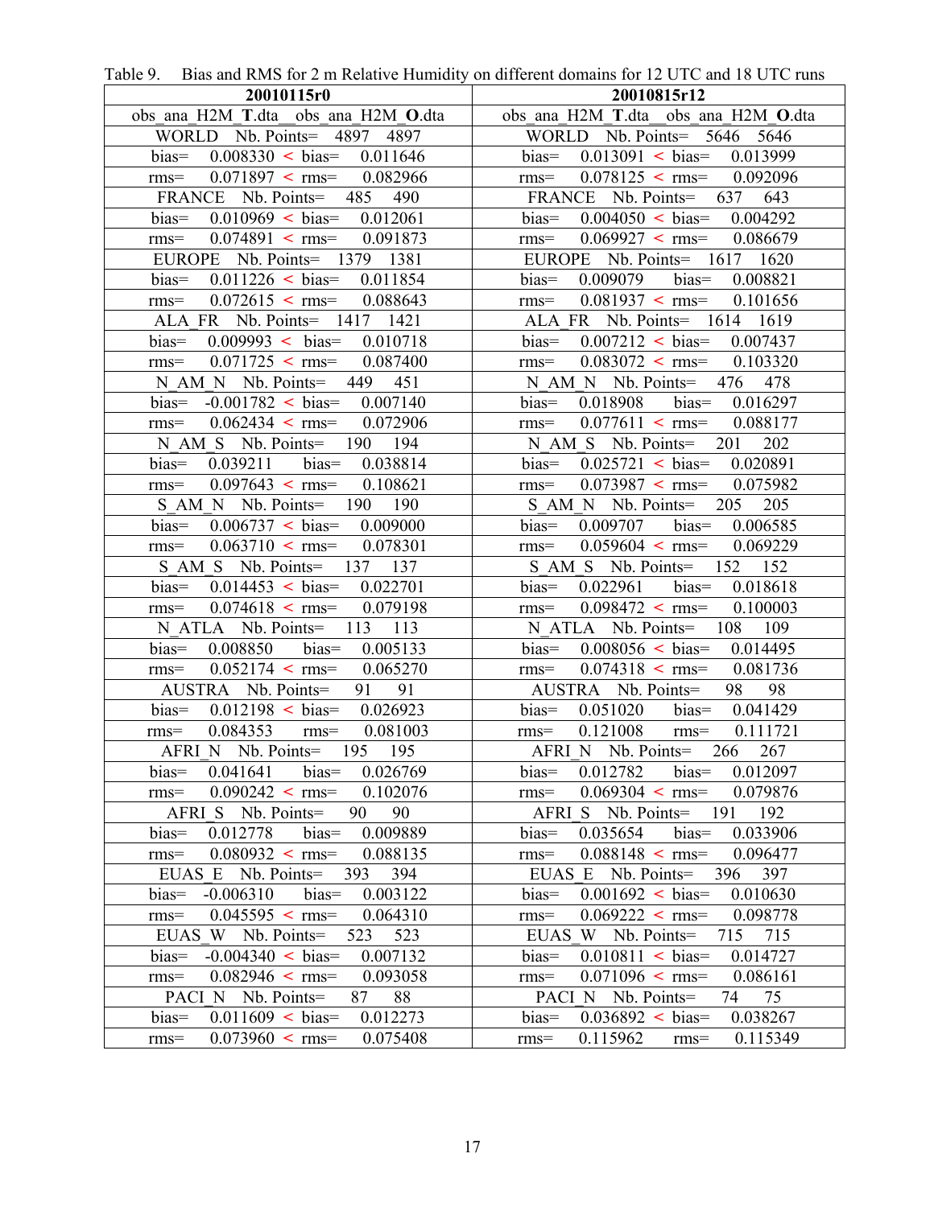Table 9. Bias and RMS for 2 m Relative Humidity on different domains for 12 UTC and 18 UTC runs

| 20010115r0 | 20010815r12 |
|---|---|
| obs_ana_H2M_**T**.dta obs_ana_H2M_**O**.dta | obs_ana_H2M_**T**.dta obs_ana_H2M_**O**.dta |
| WORLD Nb. Points= 4897 4897 | WORLD Nb. Points= 5646 5646 |
| bias= 0.008330 < bias= 0.011646 | bias= 0.013091 < bias= 0.013999 |
| rms= 0.071897 < rms= 0.082966 | rms= 0.078125 < rms= 0.092096 |
| FRANCE Nb. Points= 485 490 | FRANCE Nb. Points= 637 643 |
| bias= 0.010969 < bias= 0.012061 | bias= 0.004050 < bias= 0.004292 |
| rms= 0.074891 < rms= 0.091873 | rms= 0.069927 < rms= 0.086679 |
| EUROPE Nb. Points= 1379 1381 | EUROPE Nb. Points= 1617 1620 |
| bias= 0.011226 < bias= 0.011854 | bias= 0.009079 bias= 0.008821 |
| rms= 0.072615 < rms= 0.088643 | rms= 0.081937 < rms= 0.101656 |
| ALA_FR Nb. Points= 1417 1421 | ALA_FR Nb. Points= 1614 1619 |
| bias= 0.009993 < bias= 0.010718 | bias= 0.007212 < bias= 0.007437 |
| rms= 0.071725 < rms= 0.087400 | rms= 0.083072 < rms= 0.103320 |
| N_AM_N Nb. Points= 449 451 | N_AM_N Nb. Points= 476 478 |
| bias= -0.001782 < bias= 0.007140 | bias= 0.018908 bias= 0.016297 |
| rms= 0.062434 < rms= 0.072906 | rms= 0.077611 < rms= 0.088177 |
| N_AM_S Nb. Points= 190 194 | N_AM_S Nb. Points= 201 202 |
| bias= 0.039211 bias= 0.038814 | bias= 0.025721 < bias= 0.020891 |
| rms= 0.097643 < rms= 0.108621 | rms= 0.073987 < rms= 0.075982 |
| S_AM_N Nb. Points= 190 190 | S_AM_N Nb. Points= 205 205 |
| bias= 0.006737 < bias= 0.009000 | bias= 0.009707 bias= 0.006585 |
| rms= 0.063710 < rms= 0.078301 | rms= 0.059604 < rms= 0.069229 |
| S_AM_S Nb. Points= 137 137 | S_AM_S Nb. Points= 152 152 |
| bias= 0.014453 < bias= 0.022701 | bias= 0.022961 bias= 0.018618 |
| rms= 0.074618 < rms= 0.079198 | rms= 0.098472 < rms= 0.100003 |
| N_ATLA Nb. Points= 113 113 | N_ATLA Nb. Points= 108 109 |
| bias= 0.008850 bias= 0.005133 | bias= 0.008056 < bias= 0.014495 |
| rms= 0.052174 < rms= 0.065270 | rms= 0.074318 < rms= 0.081736 |
| AUSTRA Nb. Points= 91 91 | AUSTRA Nb. Points= 98 98 |
| bias= 0.012198 < bias= 0.026923 | bias= 0.051020 bias= 0.041429 |
| rms= 0.084353 rms= 0.081003 | rms= 0.121008 rms= 0.111721 |
| AFRI_N Nb. Points= 195 195 | AFRI_N Nb. Points= 266 267 |
| bias= 0.041641 bias= 0.026769 | bias= 0.012782 bias= 0.012097 |
| rms= 0.090242 < rms= 0.102076 | rms= 0.069304 < rms= 0.079876 |
| AFRI_S Nb. Points= 90 90 | AFRI_S Nb. Points= 191 192 |
| bias= 0.012778 bias= 0.009889 | bias= 0.035654 bias= 0.033906 |
| rms= 0.080932 < rms= 0.088135 | rms= 0.088148 < rms= 0.096477 |
| EUAS_E Nb. Points= 393 394 | EUAS_E Nb. Points= 396 397 |
| bias= -0.006310 bias= 0.003122 | bias= 0.001692 < bias= 0.010630 |
| rms= 0.045595 < rms= 0.064310 | rms= 0.069222 < rms= 0.098778 |
| EUAS_W Nb. Points= 523 523 | EUAS_W Nb. Points= 715 715 |
| bias= -0.004340 < bias= 0.007132 | bias= 0.010811 < bias= 0.014727 |
| rms= 0.082946 < rms= 0.093058 | rms= 0.071096 < rms= 0.086161 |
| PACI_N Nb. Points= 87 88 | PACI_N Nb. Points= 74 75 |
| bias= 0.011609 < bias= 0.012273 | bias= 0.036892 < bias= 0.038267 |
| rms= 0.073960 < rms= 0.075408 | rms= 0.115962 rms= 0.115349 |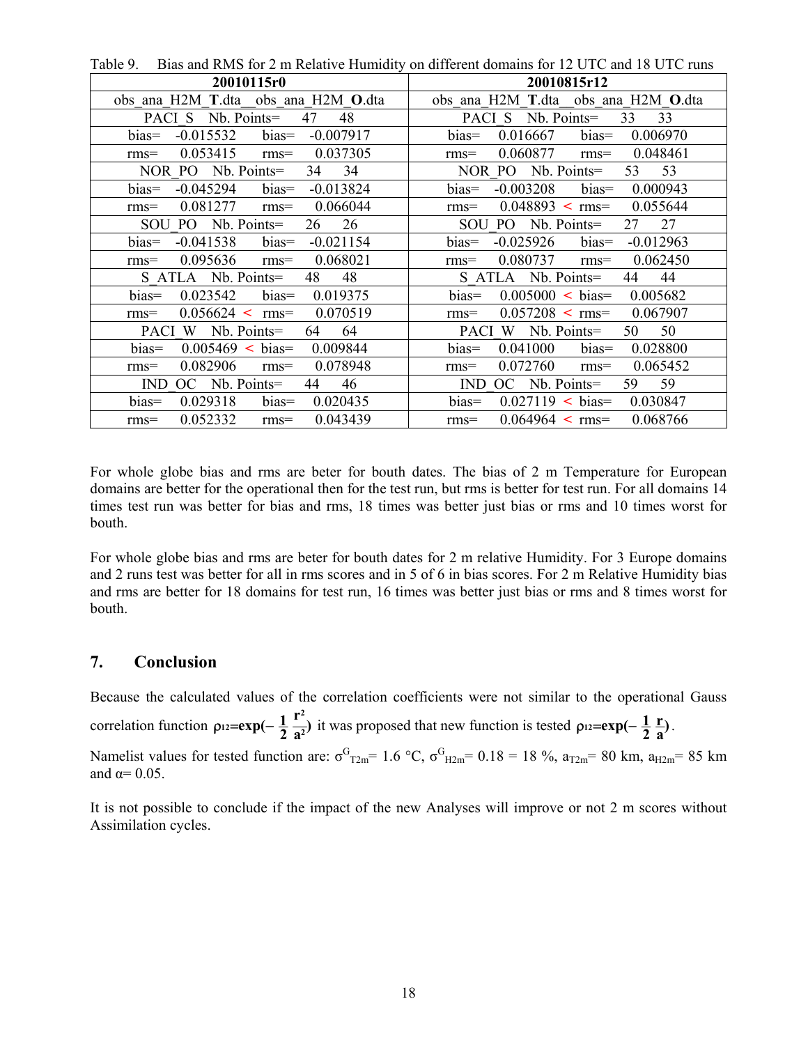Table 9. Bias and RMS for 2 m Relative Humidity on different domains for 12 UTC and 18 UTC runs

| 20010115r0 | | | | 20010815r12 | | | |
|---|---|---|---|---|---|---|---|
| obs_ana_H2M_**T**.dta | | obs_ana_H2M_**O**.dta | | obs_ana_H2M_**T**.dta | | obs_ana_H2M_**O**.dta | |
| PACI_S Nb. Points= | 47 | | 48 | PACI_S Nb. Points= | 33 | | 33 |
| bias= | -0.015532 | bias= | -0.007917 | bias= | 0.016667 | bias= | 0.006970 |
| rms= | 0.053415 | rms= | 0.037305 | rms= | 0.060877 | rms= | 0.048461 |
| NOR_PO Nb. Points= | 34 | | 34 | NOR_PO Nb. Points= | 53 | | 53 |
| bias= | -0.045294 | bias= | -0.013824 | bias= | -0.003208 | bias= | 0.000943 |
| rms= | 0.081277 | rms= | 0.066044 | rms= | 0.048893 < | rms= | 0.055644 |
| SOU_PO Nb. Points= | 26 | | 26 | SOU_PO Nb. Points= | 27 | | 27 |
| bias= | -0.041538 | bias= | -0.021154 | bias= | -0.025926 | bias= | -0.012963 |
| rms= | 0.095636 | rms= | 0.068021 | rms= | 0.080737 | rms= | 0.062450 |
| S_ATLA Nb. Points= | 48 | | 48 | S_ATLA Nb. Points= | 44 | | 44 |
| bias= | 0.023542 | bias= | 0.019375 | bias= | 0.005000 < | bias= | 0.005682 |
| rms= | 0.056624 < | rms= | 0.070519 | rms= | 0.057208 < | rms= | 0.067907 |
| PACI_W Nb. Points= | 64 | | 64 | PACI_W Nb. Points= | 50 | | 50 |
| bias= | 0.005469 < | bias= | 0.009844 | bias= | 0.041000 | bias= | 0.028800 |
| rms= | 0.082906 | rms= | 0.078948 | rms= | 0.072760 | rms= | 0.065452 |
| IND_OC Nb. Points= | 44 | | 46 | IND_OC Nb. Points= | 59 | | 59 |
| bias= | 0.029318 | bias= | 0.020435 | bias= | 0.027119 < | bias= | 0.030847 |
| rms= | 0.052332 | rms= | 0.043439 | rms= | 0.064964 < | rms= | 0.068766 |

For whole globe bias and rms are beter for bouth dates. The bias of 2 m Temperature for European domains are better for the operational then for the test run, but rms is better for test run. For all domains 14 times test run was better for bias and rms, 18 times was better just bias or rms and 10 times worst for bouth.

For whole globe bias and rms are beter for bouth dates for 2 m relative Humidity. For 3 Europe domains and 2 runs test was better for all in rms scores and in 5 of 6 in bias scores. For 2 m Relative Humidity bias and rms are better for 18 domains for test run, 16 times was better just bias or rms and 8 times worst for bouth.

## 7. Conclusion

Because the calculated values of the correlation coefficients were not similar to the operational Gauss correlation function $\rho_{12}=\exp(-\frac{1}{2}\frac{r^2}{a^2})$ it was proposed that new function is tested $\rho_{12}=\exp(-\frac{1}{2}\frac{r}{a})$.

Namelist values for tested function are: $\sigma^G_{T2m}$= 1.6 °C, $\sigma^G_{H2m}$= 0.18 = 18 %, $a_{T2m}$= 80 km, $a_{H2m}$= 85 km and $\alpha$= 0.05.

It is not possible to conclude if the impact of the new Analyses will improve or not 2 m scores without Assimilation cycles.